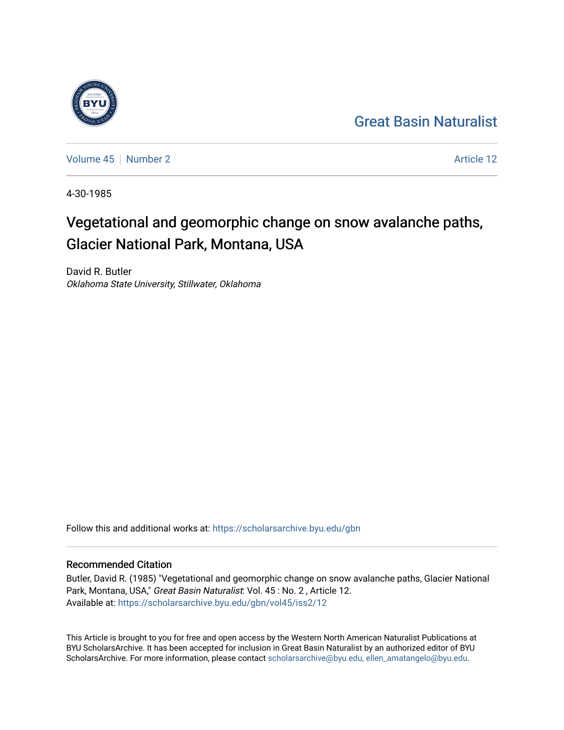Great Basin Naturalist

Volume 45 | Number 2 Article 12

4-30-1985

# Vegetational and geomorphic change on snow avalanche paths, Glacier National Park, Montana, USA

David R. Butler
*Oklahoma State University, Stillwater, Oklahoma*

Follow this and additional works at: https://scholarsarchive.byu.edu/gbn

## Recommended Citation

Butler, David R. (1985) "Vegetational and geomorphic change on snow avalanche paths, Glacier National Park, Montana, USA," *Great Basin Naturalist*: Vol. 45 : No. 2 , Article 12.
Available at: https://scholarsarchive.byu.edu/gbn/vol45/iss2/12

This Article is brought to you for free and open access by the Western North American Naturalist Publications at BYU ScholarsArchive. It has been accepted for inclusion in Great Basin Naturalist by an authorized editor of BYU ScholarsArchive. For more information, please contact scholarsarchive@byu.edu, ellen_amatangelo@byu.edu.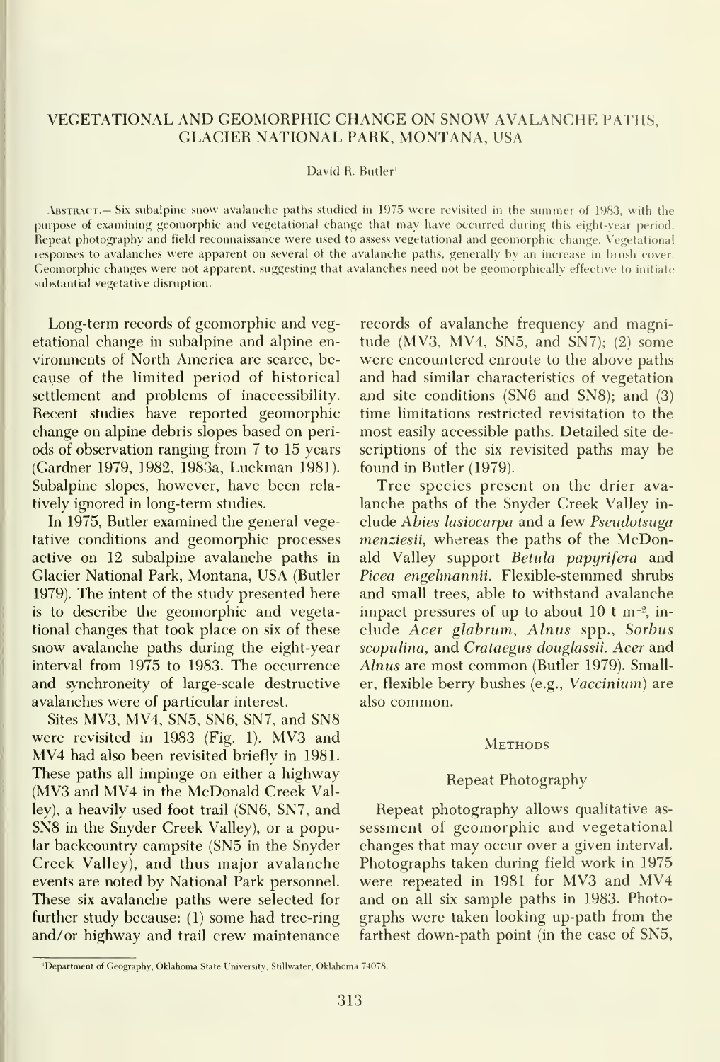# VEGETATIONAL AND GEOMORPHIC CHANGE ON SNOW AVALANCHE PATHS, GLACIER NATIONAL PARK, MONTANA, USA

David R. Butler[1]

ABSTRACT.— Six subalpine snow avalanche paths studied in 1975 were revisited in the summer of 1983, with the purpose of examining geomorphic and vegetational change that may have occurred during this eight-year period. Repeat photography and field reconnaissance were used to assess vegetational and geomorphic change. Vegetational responses to avalanches were apparent on several of the avalanche paths, generally by an increase in brush cover. Geomorphic changes were not apparent, suggesting that avalanches need not be geomorphically effective to initiate substantial vegetative disruption.

Long-term records of geomorphic and vegetational change in subalpine and alpine environments of North America are scarce, because of the limited period of historical settlement and problems of inaccessibility. Recent studies have reported geomorphic change on alpine debris slopes based on periods of observation ranging from 7 to 15 years (Gardner 1979, 1982, 1983a, Luckman 1981). Subalpine slopes, however, have been relatively ignored in long-term studies.

In 1975, Butler examined the general vegetative conditions and geomorphic processes active on 12 subalpine avalanche paths in Glacier National Park, Montana, USA (Butler 1979). The intent of the study presented here is to describe the geomorphic and vegetational changes that took place on six of these snow avalanche paths during the eight-year interval from 1975 to 1983. The occurrence and synchroneity of large-scale destructive avalanches were of particular interest.

Sites MV3, MV4, SN5, SN6, SN7, and SN8 were revisited in 1983 (Fig. 1). MV3 and MV4 had also been revisited briefly in 1981. These paths all impinge on either a highway (MV3 and MV4 in the McDonald Creek Valley), a heavily used foot trail (SN6, SN7, and SN8 in the Snyder Creek Valley), or a popular backcountry campsite (SN5 in the Snyder Creek Valley), and thus major avalanche events are noted by National Park personnel. These six avalanche paths were selected for further study because: (1) some had tree-ring and/or highway and trail crew maintenance records of avalanche frequency and magnitude (MV3, MV4, SN5, and SN7); (2) some were encountered enroute to the above paths and had similar characteristics of vegetation and site conditions (SN6 and SN8); and (3) time limitations restricted revisitation to the most easily accessible paths. Detailed site descriptions of the six revisited paths may be found in Butler (1979).

Tree species present on the drier avalanche paths of the Snyder Creek Valley include *Abies lasiocarpa* and a few *Pseudotsuga menziesii*, whereas the paths of the McDonald Valley support *Betula papyrifera* and *Picea engelmannii*. Flexible-stemmed shrubs and small trees, able to withstand avalanche impact pressures of up to about 10 t $m^{-2}$, include *Acer glabrum*, *Alnus* spp., *Sorbus scopulina*, and *Crataegus douglassii*. *Acer* and *Alnus* are most common (Butler 1979). Smaller, flexible berry bushes (e.g., *Vaccinium*) are also common.

## METHODS

### Repeat Photography

Repeat photography allows qualitative assessment of geomorphic and vegetational changes that may occur over a given interval. Photographs taken during field work in 1975 were repeated in 1981 for MV3 and MV4 and on all six sample paths in 1983. Photographs were taken looking up-path from the farthest down-path point (in the case of SN5,

[1]Department of Geography, Oklahoma State University, Stillwater, Oklahoma 74078.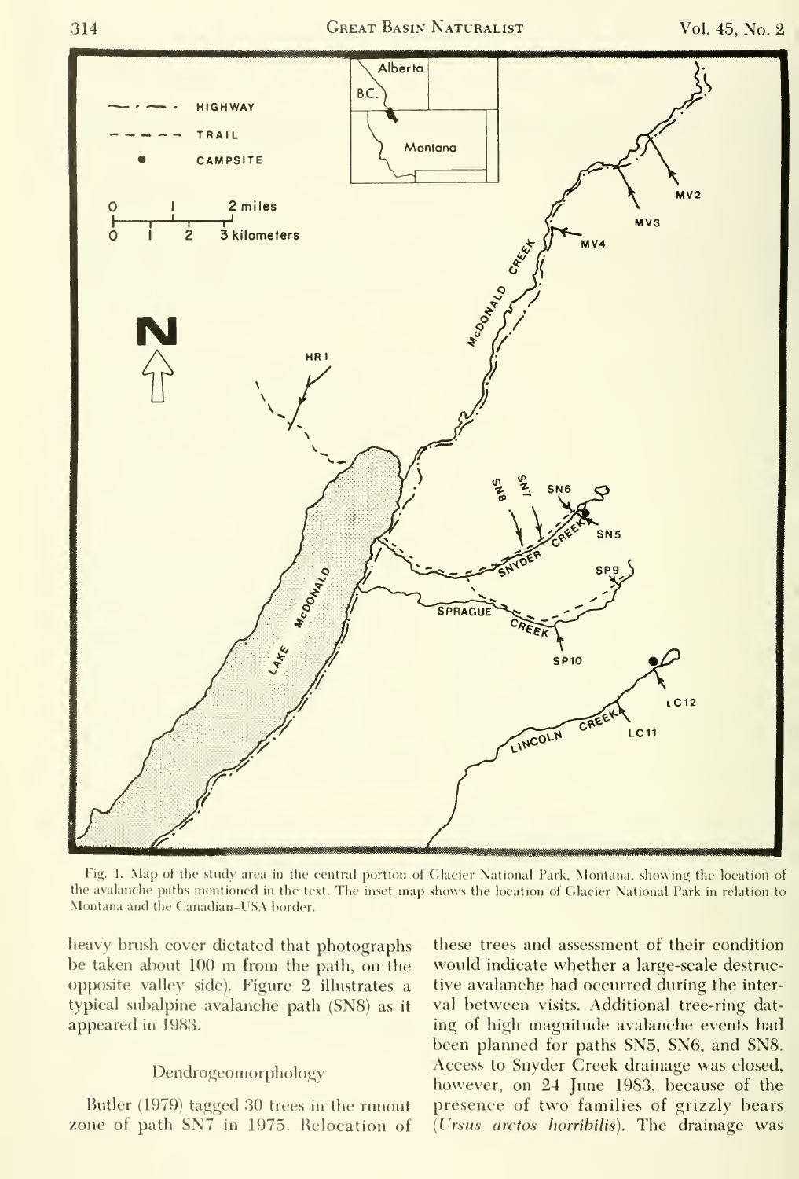Fig. 1. Map of the study area in the central portion of Glacier National Park, Montana, showing the location of the avalanche paths mentioned in the text. The inset map shows the location of Glacier National Park in relation to Montana and the Canadian–USA border.

heavy brush cover dictated that photographs be taken about 100 m from the path, on the opposite valley side). Figure 2 illustrates a typical subalpine avalanche path (SN8) as it appeared in 1983.

## Dendrogeomorphology

Butler (1979) tagged 30 trees in the runout zone of path SN7 in 1975. Relocation of these trees and assessment of their condition would indicate whether a large-scale destructive avalanche had occurred during the interval between visits. Additional tree-ring dating of high magnitude avalanche events had been planned for paths SN5, SN6, and SN8. Access to Snyder Creek drainage was closed, however, on 24 June 1983, because of the presence of two families of grizzly bears (*Ursus arctos horribilis*). The drainage was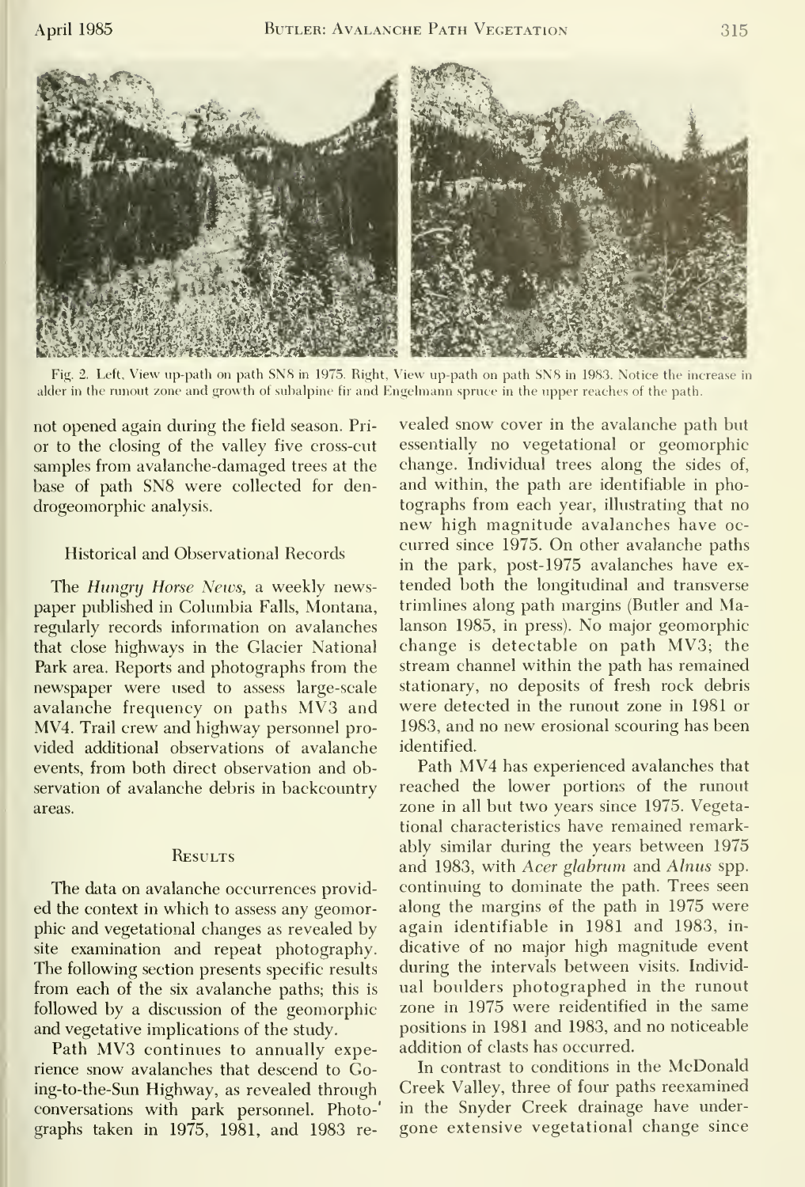Fig. 2. Left, View up-path on path SN8 in 1975. Right, View up-path on path SN8 in 1983. Notice the increase in alder in the runout zone and growth of subalpine fir and Engelmann spruce in the upper reaches of the path.

not opened again during the field season. Prior to the closing of the valley five cross-cut samples from avalanche-damaged trees at the base of path SN8 were collected for dendrogeomorphic analysis.

### Historical and Observational Records

The *Hungry Horse News*, a weekly newspaper published in Columbia Falls, Montana, regularly records information on avalanches that close highways in the Glacier National Park area. Reports and photographs from the newspaper were used to assess large-scale avalanche frequency on paths MV3 and MV4. Trail crew and highway personnel provided additional observations of avalanche events, from both direct observation and observation of avalanche debris in backcountry areas.

## Results

The data on avalanche occurrences provided the context in which to assess any geomorphic and vegetational changes as revealed by site examination and repeat photography. The following section presents specific results from each of the six avalanche paths; this is followed by a discussion of the geomorphic and vegetative implications of the study.

Path MV3 continues to annually experience snow avalanches that descend to Going-to-the-Sun Highway, as revealed through conversations with park personnel. Photographs taken in 1975, 1981, and 1983 revealed snow cover in the avalanche path but essentially no vegetational or geomorphic change. Individual trees along the sides of, and within, the path are identifiable in photographs from each year, illustrating that no new high magnitude avalanches have occurred since 1975. On other avalanche paths in the park, post-1975 avalanches have extended both the longitudinal and transverse trimlines along path margins (Butler and Malanson 1985, in press). No major geomorphic change is detectable on path MV3; the stream channel within the path has remained stationary, no deposits of fresh rock debris were detected in the runout zone in 1981 or 1983, and no new erosional scouring has been identified.

Path MV4 has experienced avalanches that reached the lower portions of the runout zone in all but two years since 1975. Vegetational characteristics have remained remarkably similar during the years between 1975 and 1983, with *Acer glabrum* and *Alnus* spp. continuing to dominate the path. Trees seen along the margins of the path in 1975 were again identifiable in 1981 and 1983, indicative of no major high magnitude event during the intervals between visits. Individual boulders photographed in the runout zone in 1975 were reidentified in the same positions in 1981 and 1983, and no noticeable addition of clasts has occurred.

In contrast to conditions in the McDonald Creek Valley, three of four paths reexamined in the Snyder Creek drainage have undergone extensive vegetational change since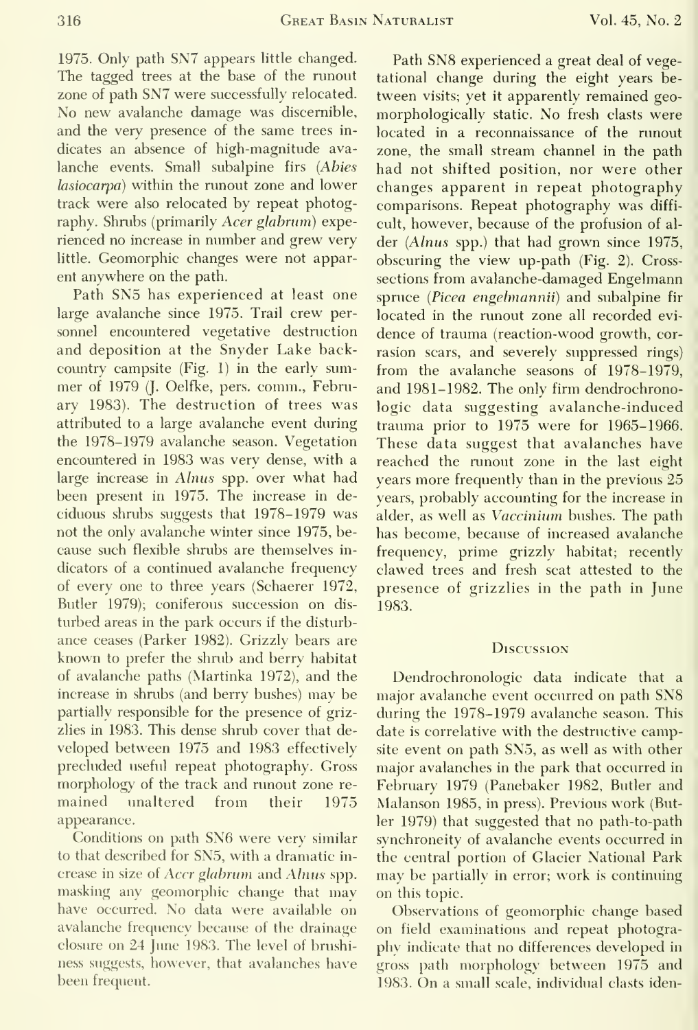1975. Only path SN7 appears little changed. The tagged trees at the base of the runout zone of path SN7 were successfully relocated. No new avalanche damage was discernible, and the very presence of the same trees indicates an absence of high-magnitude avalanche events. Small subalpine firs (*Abies lasiocarpa*) within the runout zone and lower track were also relocated by repeat photography. Shrubs (primarily *Acer glabrum*) experienced no increase in number and grew very little. Geomorphic changes were not apparent anywhere on the path.

Path SN5 has experienced at least one large avalanche since 1975. Trail crew personnel encountered vegetative destruction and deposition at the Snyder Lake backcountry campsite (Fig. 1) in the early summer of 1979 (J. Oelfke, pers. comm., February 1983). The destruction of trees was attributed to a large avalanche event during the 1978–1979 avalanche season. Vegetation encountered in 1983 was very dense, with a large increase in *Alnus* spp. over what had been present in 1975. The increase in deciduous shrubs suggests that 1978–1979 was not the only avalanche winter since 1975, because such flexible shrubs are themselves indicators of a continued avalanche frequency of every one to three years (Schaerer 1972, Butler 1979); coniferous succession on disturbed areas in the park occurs if the disturbance ceases (Parker 1982). Grizzly bears are known to prefer the shrub and berry habitat of avalanche paths (Martinka 1972), and the increase in shrubs (and berry bushes) may be partially responsible for the presence of grizzlies in 1983. This dense shrub cover that developed between 1975 and 1983 effectively precluded useful repeat photography. Gross morphology of the track and runout zone remained unaltered from their 1975 appearance.

Conditions on path SN6 were very similar to that described for SN5, with a dramatic increase in size of *Acer glabrum* and *Alnus* spp. masking any geomorphic change that may have occurred. No data were available on avalanche frequency because of the drainage closure on 24 June 1983. The level of brushiness suggests, however, that avalanches have been frequent.

Path SN8 experienced a great deal of vegetational change during the eight years between visits; yet it apparently remained geomorphologically static. No fresh clasts were located in a reconnaissance of the runout zone, the small stream channel in the path had not shifted position, nor were other changes apparent in repeat photography comparisons. Repeat photography was difficult, however, because of the profusion of alder (*Alnus* spp.) that had grown since 1975, obscuring the view up-path (Fig. 2). Cross-sections from avalanche-damaged Engelmann spruce (*Picea engelmannii*) and subalpine fir located in the runout zone all recorded evidence of trauma (reaction-wood growth, corrasion scars, and severely suppressed rings) from the avalanche seasons of 1978–1979, and 1981–1982. The only firm dendrochronologic data suggesting avalanche-induced trauma prior to 1975 were for 1965–1966. These data suggest that avalanches have reached the runout zone in the last eight years more frequently than in the previous 25 years, probably accounting for the increase in alder, as well as *Vaccinium* bushes. The path has become, because of increased avalanche frequency, prime grizzly habitat; recently clawed trees and fresh scat attested to the presence of grizzlies in the path in June 1983.

## Discussion

Dendrochronologic data indicate that a major avalanche event occurred on path SN8 during the 1978–1979 avalanche season. This date is correlative with the destructive campsite event on path SN5, as well as with other major avalanches in the park that occurred in February 1979 (Panebaker 1982, Butler and Malanson 1985, in press). Previous work (Butler 1979) that suggested that no path-to-path synchroneity of avalanche events occurred in the central portion of Glacier National Park may be partially in error; work is continuing on this topic.

Observations of geomorphic change based on field examinations and repeat photography indicate that no differences developed in gross path morphology between 1975 and 1983. On a small scale, individual clasts iden-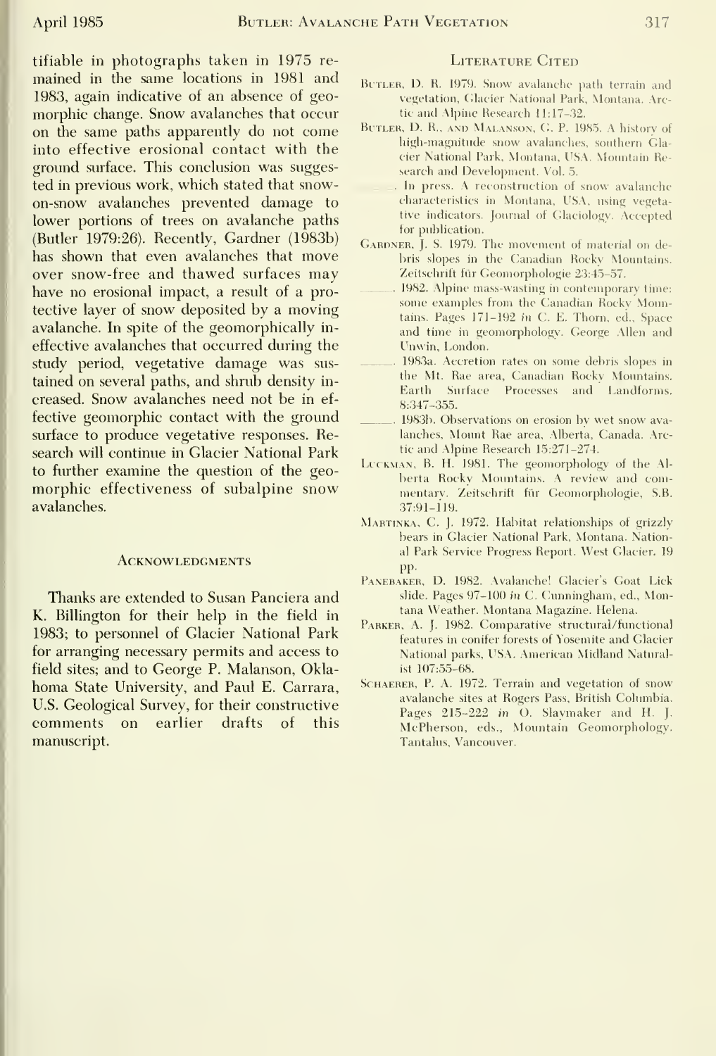tifiable in photographs taken in 1975 remained in the same locations in 1981 and 1983, again indicative of an absence of geomorphic change. Snow avalanches that occur on the same paths apparently do not come into effective erosional contact with the ground surface. This conclusion was suggested in previous work, which stated that snow-on-snow avalanches prevented damage to lower portions of trees on avalanche paths (Butler 1979:26). Recently, Gardner (1983b) has shown that even avalanches that move over snow-free and thawed surfaces may have no erosional impact, a result of a protective layer of snow deposited by a moving avalanche. In spite of the geomorphically ineffective avalanches that occurred during the study period, vegetative damage was sustained on several paths, and shrub density increased. Snow avalanches need not be in effective geomorphic contact with the ground surface to produce vegetative responses. Research will continue in Glacier National Park to further examine the question of the geomorphic effectiveness of subalpine snow avalanches.

## Acknowledgments

Thanks are extended to Susan Panciera and K. Billington for their help in the field in 1983; to personnel of Glacier National Park for arranging necessary permits and access to field sites; and to George P. Malanson, Oklahoma State University, and Paul E. Carrara, U.S. Geological Survey, for their constructive comments on earlier drafts of this manuscript.

## Literature Cited

Butler, D. R. 1979. Snow avalanche path terrain and vegetation, Glacier National Park, Montana. Arctic and Alpine Research 11:17–32.

Butler, D. R., and Malanson, G. P. 1985. A history of high-magnitude snow avalanches, southern Glacier National Park, Montana, USA. Mountain Research and Development. Vol. 5.

\_\_\_\_\_. In press. A reconstruction of snow avalanche characteristics in Montana, USA, using vegetative indicators. Journal of Glaciology. Accepted for publication.

Gardner, J. S. 1979. The movement of material on debris slopes in the Canadian Rocky Mountains. Zeitschrift für Geomorphologie 23:45–57.

\_\_\_\_\_. 1982. Alpine mass-wasting in contemporary time: some examples from the Canadian Rocky Mountains. Pages 171–192 *in* C. E. Thorn, ed., Space and time in geomorphology. George Allen and Unwin, London.

\_\_\_\_\_. 1983a. Accretion rates on some debris slopes in the Mt. Rae area, Canadian Rocky Mountains. Earth Surface Processes and Landforms. 8:347–355.

\_\_\_\_\_. 1983b. Observations on erosion by wet snow avalanches, Mount Rae area, Alberta, Canada. Arctic and Alpine Research 15:271–274.

Luckman, B. H. 1981. The geomorphology of the Alberta Rocky Mountains. A review and commentary. Zeitschrift für Geomorphologie, S.B. 37:91–119.

Martinka, C. J. 1972. Habitat relationships of grizzly bears in Glacier National Park, Montana. National Park Service Progress Report. West Glacier. 19 pp.

Panebaker, D. 1982. Avalanche! Glacier's Goat Lick slide. Pages 97–100 *in* C. Cunningham, ed., Montana Weather. Montana Magazine. Helena.

Parker, A. J. 1982. Comparative structural/functional features in conifer forests of Yosemite and Glacier National parks, USA. American Midland Naturalist 107:55–68.

Schaerer, P. A. 1972. Terrain and vegetation of snow avalanche sites at Rogers Pass, British Columbia. Pages 215–222 *in* O. Slaymaker and H. J. McPherson, eds., Mountain Geomorphology. Tantalus, Vancouver.